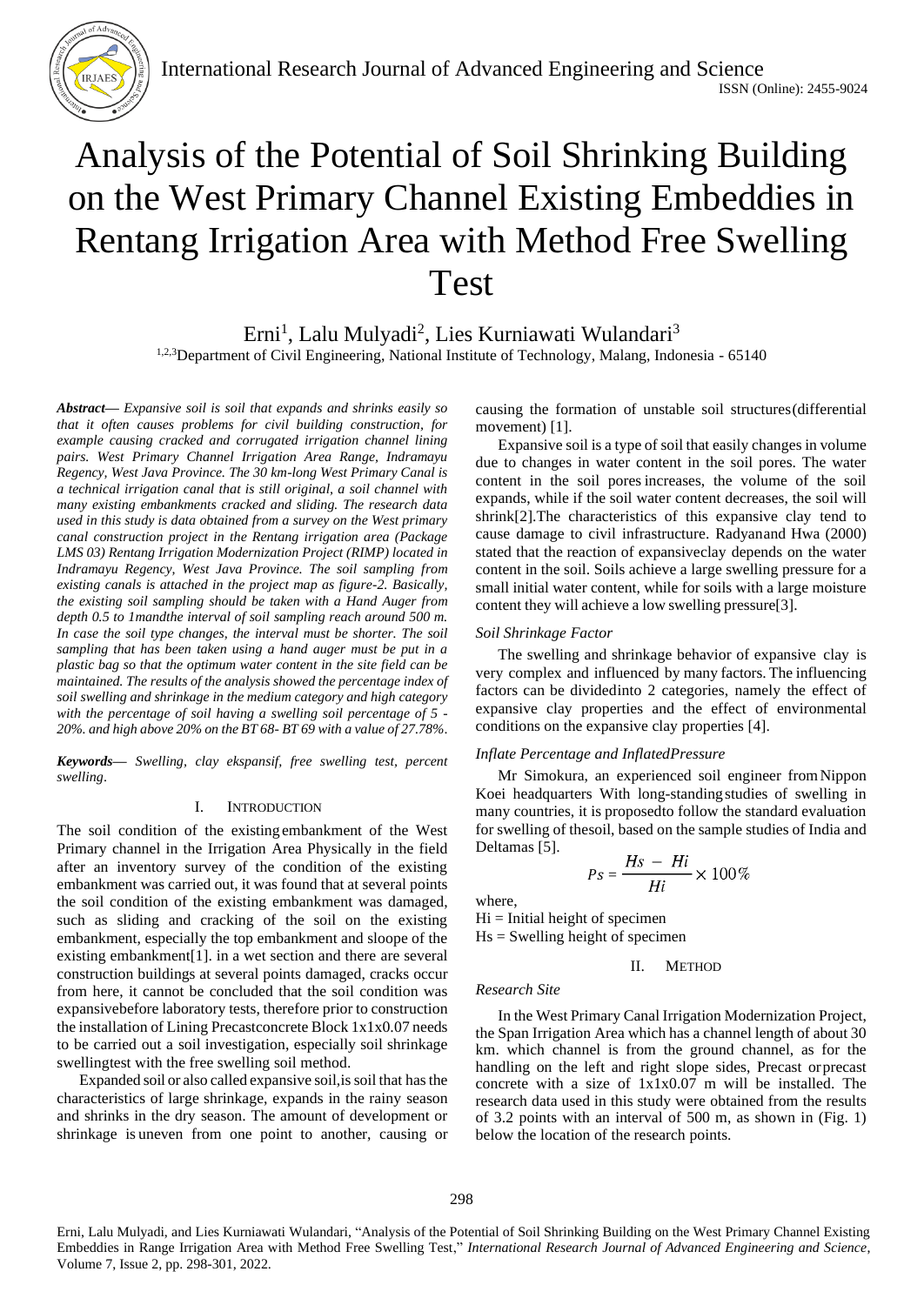# Analysis of the Potential of Soil Shrinking Building on the West Primary Channel Existing Embeddies in Rentang Irrigation Area with Method Free Swelling Test

Erni[1], Lalu Mulyadi[2], Lies Kurniawati Wulandari[3]

[1,2,3]Department of Civil Engineering, National Institute of Technology, Malang, Indonesia - 65140

***Abstract—*** *Expansive soil is soil that expands and shrinks easily so that it often causes problems for civil building construction, for example causing cracked and corrugated irrigation channel lining pairs. West Primary Channel Irrigation Area Range, Indramayu Regency, West Java Province. The 30 km-long West Primary Canal is a technical irrigation canal that is still original, a soil channel with many existing embankments cracked and sliding. The research data used in this study is data obtained from a survey on the West primary canal construction project in the Rentang irrigation area (Package LMS 03) Rentang Irrigation Modernization Project (RIMP) located in Indramayu Regency, West Java Province. The soil sampling from existing canals is attached in the project map as figure-2. Basically, the existing soil sampling should be taken with a Hand Auger from depth 0.5 to 1mandthe interval of soil sampling reach around 500 m. In case the soil type changes, the interval must be shorter. The soil sampling that has been taken using a hand auger must be put in a plastic bag so that the optimum water content in the site field can be maintained. The results of the analysis showed the percentage index of soil swelling and shrinkage in the medium category and high category with the percentage of soil having a swelling soil percentage of 5 - 20%. and high above 20% on the BT 68- BT 69 with a value of 27.78%.*

***Keywords—*** *Swelling, clay ekspansif, free swelling test, percent swelling.*

## I. Introduction

The soil condition of the existingembankment of the West Primary channel in the Irrigation Area Physically in the field after an inventory survey of the condition of the existing embankment was carried out, it was found that at several points the soil condition of the existing embankment was damaged, such as sliding and cracking of the soil on the existing embankment, especially the top embankment and sloope of the existing embankment[1]. in a wet section and there are several construction buildings at several points damaged, cracks occur from here, it cannot be concluded that the soil condition was expansivebefore laboratory tests, therefore prior to construction the installation of Lining Precastconcrete Block 1x1x0.07 needs to be carried out a soil investigation, especially soil shrinkage swellingtest with the free swelling soil method.

Expanded soil or also called expansive soil,is soil that has the characteristics of large shrinkage, expands in the rainy season and shrinks in the dry season. The amount of development or shrinkage is uneven from one point to another, causing or causing the formation of unstable soil structures(differential movement) [1].

Expansive soil is a type of soil that easily changes in volume due to changes in water content in the soil pores. The water content in the soil pores increases, the volume of the soil expands, while if the soil water content decreases, the soil will shrink[2].The characteristics of this expansive clay tend to cause damage to civil infrastructure. Radyanand Hwa (2000) stated that the reaction of expansiveclay depends on the water content in the soil. Soils achieve a large swelling pressure for a small initial water content, while for soils with a large moisture content they will achieve a low swelling pressure[3].

### *Soil Shrinkage Factor*

The swelling and shrinkage behavior of expansive clay is very complex and influenced by many factors. The influencing factors can be dividedinto 2 categories, namely the effect of expansive clay properties and the effect of environmental conditions on the expansive clay properties [4].

### *Inflate Percentage and InflatedPressure*

Mr Simokura, an experienced soil engineer fromNippon Koei headquarters With long-standingstudies of swelling in many countries, it is proposedto follow the standard evaluation for swelling of thesoil, based on the sample studies of India and Deltamas [5].

$$Ps = \frac{Hs - Hi}{Hi} \times 100\%$$

where,

$Hi$ = Initial height of specimen

$Hs$ = Swelling height of specimen

## II. Method

### *Research Site*

In the West Primary Canal Irrigation Modernization Project, the Span Irrigation Area which has a channel length of about 30 km. which channel is from the ground channel, as for the handling on the left and right slope sides, Precast orprecast concrete with a size of 1x1x0.07 m will be installed. The research data used in this study were obtained from the results of 3.2 points with an interval of 500 m, as shown in (Fig. 1) below the location of the research points.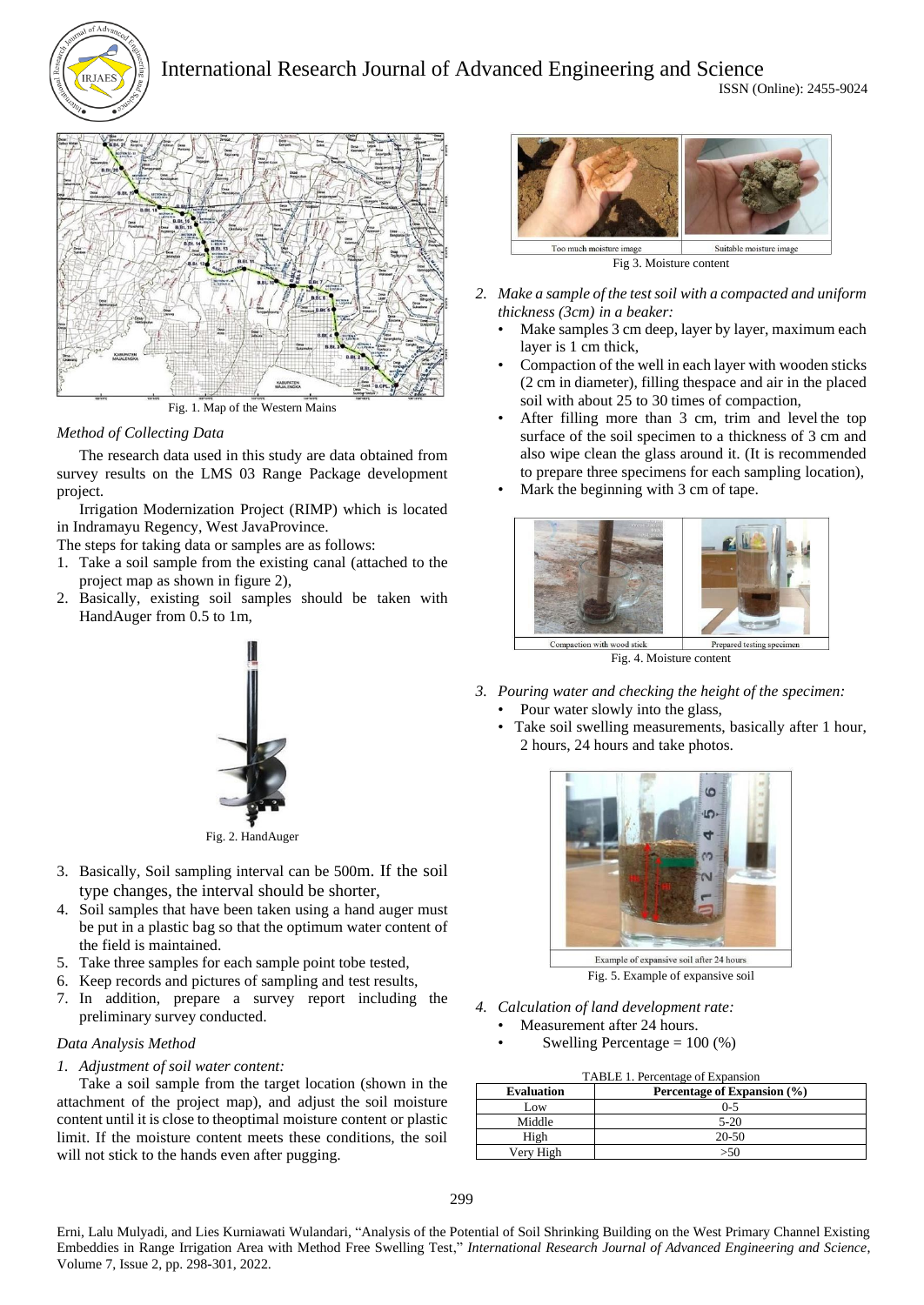Fig. 1. Map of the Western Mains

*Method of Collecting Data*

The research data used in this study are data obtained from survey results on the LMS 03 Range Package development project.

Irrigation Modernization Project (RIMP) which is located in Indramayu Regency, West JavaProvince.

The steps for taking data or samples are as follows:

1. Take a soil sample from the existing canal (attached to the project map as shown in figure 2),
2. Basically, existing soil samples should be taken with HandAuger from 0.5 to 1m,

Fig. 2. HandAuger

3. Basically, Soil sampling interval can be 500m. If the soil type changes, the interval should be shorter,
4. Soil samples that have been taken using a hand auger must be put in a plastic bag so that the optimum water content of the field is maintained.
5. Take three samples for each sample point tobe tested,
6. Keep records and pictures of sampling and test results,
7. In addition, prepare a survey report including the preliminary survey conducted.

*Data Analysis Method*

*1. Adjustment of soil water content:*

Take a soil sample from the target location (shown in the attachment of the project map), and adjust the soil moisture content until it is close to theoptimal moisture content or plastic limit. If the moisture content meets these conditions, the soil will not stick to the hands even after pugging.

Fig 3. Moisture content

*2. Make a sample of the test soil with a compacted and uniform thickness (3cm) in a beaker:*

- Make samples 3 cm deep, layer by layer, maximum each layer is 1 cm thick,
- Compaction of the well in each layer with wooden sticks (2 cm in diameter), filling thespace and air in the placed soil with about 25 to 30 times of compaction,
- After filling more than 3 cm, trim and level the top surface of the soil specimen to a thickness of 3 cm and also wipe clean the glass around it. (It is recommended to prepare three specimens for each sampling location),
- Mark the beginning with 3 cm of tape.

Fig. 4. Moisture content

*3. Pouring water and checking the height of the specimen:*

- Pour water slowly into the glass,
- Take soil swelling measurements, basically after 1 hour, 2 hours, 24 hours and take photos.

Fig. 5. Example of expansive soil

*4. Calculation of land development rate:*

- Measurement after 24 hours.
- Swelling Percentage = 100 (%)

TABLE 1. Percentage of Expansion

| Evaluation | Percentage of Expansion (%) |
| --- | --- |
| Low | 0-5 |
| Middle | 5-20 |
| High | 20-50 |
| Very High | >50 |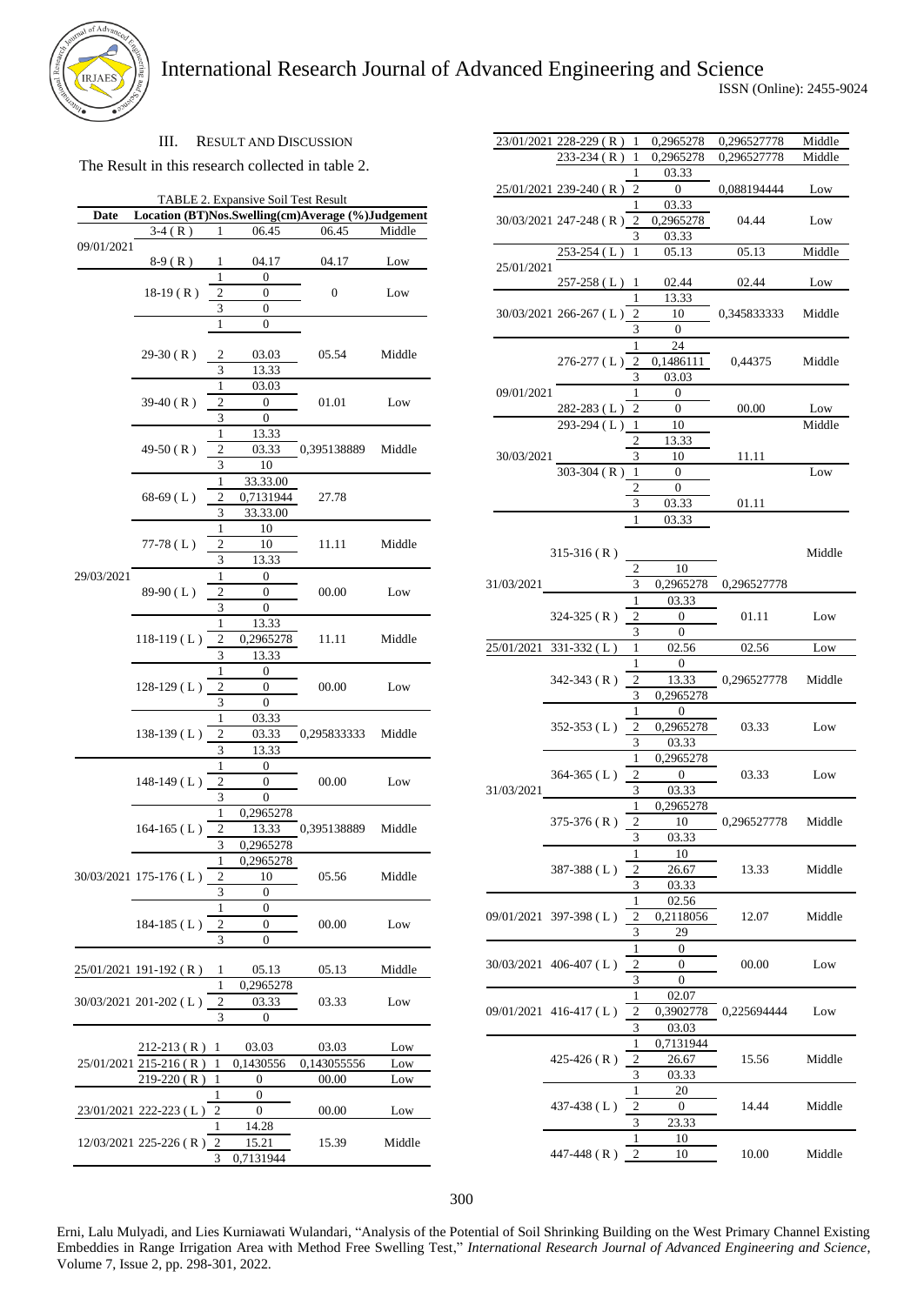### III. RESULT AND DISCUSSION

The Result in this research collected in table 2.

TABLE 2. Expansive Soil Test Result

| Date | Location (BT) | Nos. | Swelling (cm) | Average (%) | Judgement |
|---|---|---|---|---|---|
| 09/01/2021 | 3-4 ( R ) | 1 | 06.45 | 06.45 | Middle |
| | 8-9 ( R ) | 1 | 04.17 | 04.17 | Low |
| | | 1 | 0 | | |
| | 18-19 ( R ) | 2 | 0 | 0 | Low |
| | | 3 | 0 | | |
| | | 1 | 0 | | |
| | 29-30 ( R ) | 2 | 03.03 | 05.54 | Middle |
| | | 3 | 13.33 | | |
| | | 1 | 03.03 | | |
| | 39-40 ( R ) | 2 | 0 | 01.01 | Low |
| | | 3 | 0 | | |
| | | 1 | 13.33 | | |
| | 49-50 ( R ) | 2 | 03.33 | 0,395138889 | Middle |
| | | 3 | 10 | | |
| | | 1 | 33.33.00 | | |
| | 68-69 ( L ) | 2 | 0,7131944 | 27.78 | |
| | | 3 | 33.33.00 | | |
| | | 1 | 10 | | |
| | 77-78 ( L ) | 2 | 10 | 11.11 | Middle |
| | | 3 | 13.33 | | |
| 29/03/2021 | | 1 | 0 | | |
| | 89-90 ( L ) | 2 | 0 | 00.00 | Low |
| | | 3 | 0 | | |
| | | 1 | 13.33 | | |
| | 118-119 ( L ) | 2 | 0,2965278 | 11.11 | Middle |
| | | 3 | 13.33 | | |
| | | 1 | 0 | | |
| | 128-129 ( L ) | 2 | 0 | 00.00 | Low |
| | | 3 | 0 | | |
| | | 1 | 03.33 | | |
| | 138-139 ( L ) | 2 | 03.33 | 0,295833333 | Middle |
| | | 3 | 13.33 | | |
| | | 1 | 0 | | |
| | 148-149 ( L ) | 2 | 0 | 00.00 | Low |
| | | 3 | 0 | | |
| | | 1 | 0,2965278 | | |
| | 164-165 ( L ) | 2 | 13.33 | 0,395138889 | Middle |
| | | 3 | 0,2965278 | | |
| | | 1 | 0,2965278 | | |
| 30/03/2021 | 175-176 ( L ) | 2 | 10 | 05.56 | Middle |
| | | 3 | 0 | | |
| | | 1 | 0 | | |
| | 184-185 ( L ) | 2 | 0 | 00.00 | Low |
| | | 3 | 0 | | |
| 25/01/2021 | 191-192 ( R ) | 1 | 05.13 | 05.13 | Middle |
| | | 1 | 0,2965278 | | |
| 30/03/2021 | 201-202 ( L ) | 2 | 03.33 | 03.33 | Low |
| | | 3 | 0 | | |
| | 212-213 ( R ) | 1 | 03.03 | 03.03 | Low |
| 25/01/2021 | 215-216 ( R ) | 1 | 0,1430556 | 0,143055556 | Low |
| | 219-220 ( R ) | 1 | 0 | 00.00 | Low |
| | | 1 | 0 | | |
| 23/01/2021 | 222-223 ( L ) | 2 | 0 | 00.00 | Low |
| | | 1 | 14.28 | | |
| 12/03/2021 | 225-226 ( R ) | 2 | 15.21 | 15.39 | Middle |
| | | 3 | 0,7131944 | | |
| 23/01/2021 | 228-229 ( R ) | 1 | 0,2965278 | 0,296527778 | Middle |
| | 233-234 ( R ) | 1 | 0,2965278 | 0,296527778 | Middle |
| | | 1 | 03.33 | | |
| 25/01/2021 | 239-240 ( R ) | 2 | 0 | 0,088194444 | Low |
| | | 1 | 03.33 | | |
| 30/03/2021 | 247-248 ( R ) | 2 | 0,2965278 | 04.44 | Low |
| | | 3 | 03.33 | | |
| | 253-254 ( L ) | 1 | 05.13 | 05.13 | Middle |
| 25/01/2021 | 257-258 ( L ) | 1 | 02.44 | 02.44 | Low |
| | | 1 | 13.33 | | |
| 30/03/2021 | 266-267 ( L ) | 2 | 10 | 0,345833333 | Middle |
| | | 3 | 0 | | |
| | | 1 | 24 | | |
| | 276-277 ( L ) | 2 | 0,1486111 | 0,44375 | Middle |
| | | 3 | 03.03 | | |
| 09/01/2021 | | 1 | 0 | | |
| | 282-283 ( L ) | 2 | 0 | 00.00 | Low |
| | 293-294 ( L ) | 1 | 10 | | Middle |
| | | 2 | 13.33 | | |
| 30/03/2021 | | 3 | 10 | 11.11 | |
| | 303-304 ( R ) | 1 | 0 | | Low |
| | | 2 | 0 | | |
| | | 3 | 03.33 | 01.11 | |
| | | 1 | 03.33 | | |
| | 315-316 ( R ) | | | | Middle |
| | | 2 | 10 | | |
| 31/03/2021 | | 3 | 0,2965278 | 0,296527778 | |
| | | 1 | 03.33 | | |
| | 324-325 ( R ) | 2 | 0 | 01.11 | Low |
| | | 3 | 0 | | |
| 25/01/2021 | 331-332 ( L ) | 1 | 02.56 | 02.56 | Low |
| | | 1 | 0 | | |
| | 342-343 ( R ) | 2 | 13.33 | 0,296527778 | Middle |
| | | 3 | 0,2965278 | | |
| | | 1 | 0 | | |
| | 352-353 ( L ) | 2 | 0,2965278 | 03.33 | Low |
| | | 3 | 03.33 | | |
| | | 1 | 0,2965278 | | |
| | 364-365 ( L ) | 2 | 0 | 03.33 | Low |
| 31/03/2021 | | 3 | 03.33 | | |
| | | 1 | 0,2965278 | | |
| | 375-376 ( R ) | 2 | 10 | 0,296527778 | Middle |
| | | 3 | 03.33 | | |
| | | 1 | 10 | | |
| | 387-388 ( L ) | 2 | 26.67 | 13.33 | Middle |
| | | 3 | 03.33 | | |
| | | 1 | 02.56 | | |
| 09/01/2021 | 397-398 ( L ) | 2 | 0,2118056 | 12.07 | Middle |
| | | 3 | 29 | | |
| | | 1 | 0 | | |
| 30/03/2021 | 406-407 ( L ) | 2 | 0 | 00.00 | Low |
| | | 3 | 0 | | |
| | | 1 | 02.07 | | |
| 09/01/2021 | 416-417 ( L ) | 2 | 0,3902778 | 0,225694444 | Low |
| | | 3 | 03.03 | | |
| | | 1 | 0,7131944 | | |
| | 425-426 ( R ) | 2 | 26.67 | 15.56 | Middle |
| | | 3 | 03.33 | | |
| | | 1 | 20 | | |
| | 437-438 ( L ) | 2 | 0 | 14.44 | Middle |
| | | 3 | 23.33 | | |
| | | 1 | 10 | | |
| | 447-448 ( R ) | 2 | 10 | 10.00 | Middle |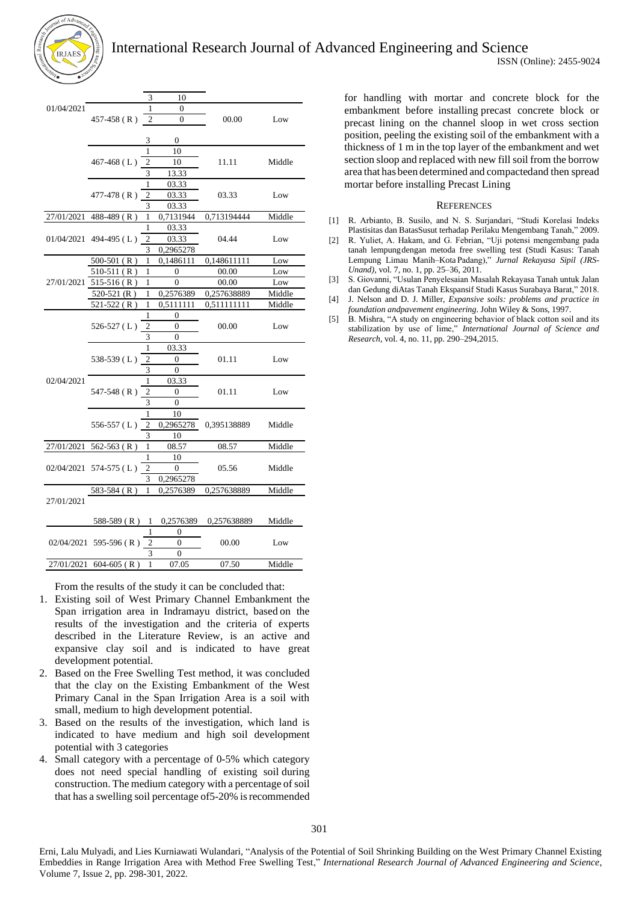| | | | | | |
|---|---|---|---|---|---|
| | | 3 | 10 | | |
| 01/04/2021 | 457-458 ( R ) | 1 | 0 | 00.00 | Low |
| | | 2 | 0 | | |
| | | 3 | 0 | | |
| | 467-468 ( L ) | 1 | 10 | 11.11 | Middle |
| | | 2 | 10 | | |
| | | 3 | 13.33 | | |
| | 477-478 ( R ) | 1 | 03.33 | 03.33 | Low |
| | | 2 | 03.33 | | |
| | | 3 | 03.33 | | |
| 27/01/2021 | 488-489 ( R ) | 1 | 0,7131944 | 0,713194444 | Middle |
| 01/04/2021 | 494-495 ( L ) | 1 | 03.33 | 04.44 | Low |
| | | 2 | 03.33 | | |
| | | 3 | 0,2965278 | | |
| 27/01/2021 | 500-501 ( R ) | 1 | 0,1486111 | 0,148611111 | Low |
| | 510-511 ( R ) | 1 | 0 | 00.00 | Low |
| | 515-516 ( R ) | 1 | 0 | 00.00 | Low |
| | 520-521 (R) | 1 | 0,2576389 | 0,257638889 | Middle |
| | 521-522 ( R ) | 1 | 0,5111111 | 0,511111111 | Middle |
| 02/04/2021 | 526-527 ( L ) | 1 | 0 | 00.00 | Low |
| | | 2 | 0 | | |
| | | 3 | 0 | | |
| | 538-539 ( L ) | 1 | 03.33 | 01.11 | Low |
| | | 2 | 0 | | |
| | | 3 | 0 | | |
| | 547-548 ( R ) | 1 | 03.33 | 01.11 | Low |
| | | 2 | 0 | | |
| | | 3 | 0 | | |
| | 556-557 ( L ) | 1 | 10 | 0,395138889 | Middle |
| | | 2 | 0,2965278 | | |
| | | 3 | 10 | | |
| 27/01/2021 | 562-563 ( R ) | 1 | 08.57 | 08.57 | Middle |
| 02/04/2021 | 574-575 ( L ) | 1 | 10 | 05.56 | Middle |
| | | 2 | 0 | | |
| | | 3 | 0,2965278 | | |
| 27/01/2021 | 583-584 ( R ) | 1 | 0,2576389 | 0,257638889 | Middle |
| | 588-589 ( R ) | 1 | 0,2576389 | 0,257638889 | Middle |
| 02/04/2021 | 595-596 ( R ) | 1 | 0 | 00.00 | Low |
| | | 2 | 0 | | |
| | | 3 | 0 | | |
| 27/01/2021 | 604-605 ( R ) | 1 | 07.05 | 07.50 | Middle |

From the results of the study it can be concluded that:

1. Existing soil of West Primary Channel Embankment the Span irrigation area in Indramayu district, based on the results of the investigation and the criteria of experts described in the Literature Review, is an active and expansive clay soil and is indicated to have great development potential.
2. Based on the Free Swelling Test method, it was concluded that the clay on the Existing Embankment of the West Primary Canal in the Span Irrigation Area is a soil with small, medium to high development potential.
3. Based on the results of the investigation, which land is indicated to have medium and high soil development potential with 3 categories
4. Small category with a percentage of 0-5% which category does not need special handling of existing soil during construction. The medium category with a percentage of soil that has a swelling soil percentage of5-20% is recommended for handling with mortar and concrete block for the embankment before installing precast concrete block or precast lining on the channel sloop in wet cross section position, peeling the existing soil of the embankment with a thickness of 1 m in the top layer of the embankment and wet section sloop and replaced with new fill soil from the borrow area that has been determined and compactedand then spread mortar before installing Precast Lining

## REFERENCES

[1] R. Arbianto, B. Susilo, and N. S. Surjandari, "Studi Korelasi Indeks Plastisitas dan BatasSusut terhadap Perilaku Mengembang Tanah," 2009.

[2] R. Yuliet, A. Hakam, and G. Febrian, "Uji potensi mengembang pada tanah lempungdengan metoda free swelling test (Studi Kasus: Tanah Lempung Limau Manih–Kota Padang)," *Jurnal Rekayasa Sipil (JRS-Unand)*, vol. 7, no. 1, pp. 25–36, 2011.

[3] S. Giovanni, "Usulan Penyelesaian Masalah Rekayasa Tanah untuk Jalan dan Gedung diAtas Tanah Ekspansif Studi Kasus Surabaya Barat," 2018.

[4] J. Nelson and D. J. Miller, *Expansive soils: problems and practice in foundation andpavement engineering*. John Wiley & Sons, 1997.

[5] B. Mishra, "A study on engineering behavior of black cotton soil and its stabilization by use of lime," *International Journal of Science and Research*, vol. 4, no. 11, pp. 290–294,2015.